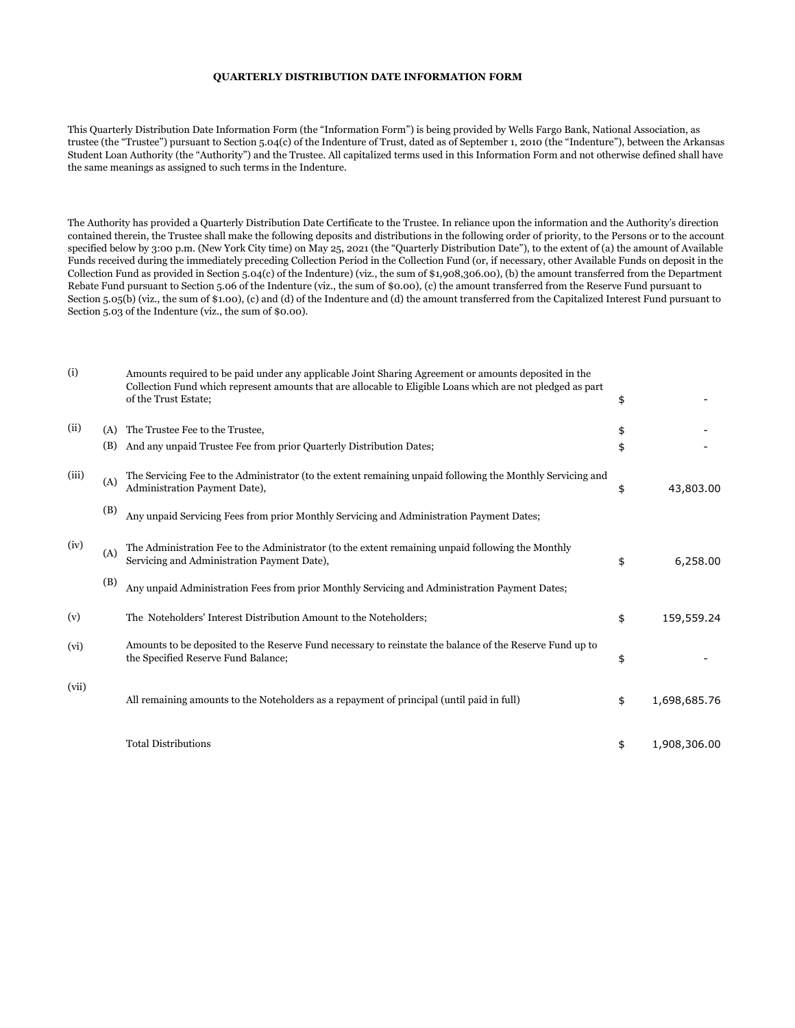**QUARTERLY DISTRIBUTION DATE INFORMATION FORM**

This Quarterly Distribution Date Information Form (the "Information Form") is being provided by Wells Fargo Bank, National Association, as trustee (the "Trustee") pursuant to Section 5.04(c) of the Indenture of Trust, dated as of September 1, 2010 (the "Indenture"), between the Arkansas Student Loan Authority (the "Authority") and the Trustee. All capitalized terms used in this Information Form and not otherwise defined shall have the same meanings as assigned to such terms in the Indenture.

The Authority has provided a Quarterly Distribution Date Certificate to the Trustee. In reliance upon the information and the Authority's direction contained therein, the Trustee shall make the following deposits and distributions in the following order of priority, to the Persons or to the account specified below by 3:00 p.m. (New York City time) on May 25, 2021 (the "Quarterly Distribution Date"), to the extent of (a) the amount of Available Funds received during the immediately preceding Collection Period in the Collection Fund (or, if necessary, other Available Funds on deposit in the Collection Fund as provided in Section 5.04(c) of the Indenture) (viz., the sum of $1,908,306.00), (b) the amount transferred from the Department Rebate Fund pursuant to Section 5.06 of the Indenture (viz., the sum of $0.00), (c) the amount transferred from the Reserve Fund pursuant to Section 5.05(b) (viz., the sum of $1.00), (c) and (d) of the Indenture and (d) the amount transferred from the Capitalized Interest Fund pursuant to Section 5.03 of the Indenture (viz., the sum of $0.00).

| | | | | |
|---|---|---|---|---|
| (i) | | Amounts required to be paid under any applicable Joint Sharing Agreement or amounts deposited in the Collection Fund which represent amounts that are allocable to Eligible Loans which are not pledged as part of the Trust Estate; | $ | - |
| (ii) | (A) | The Trustee Fee to the Trustee, | $ | - |
| | (B) | And any unpaid Trustee Fee from prior Quarterly Distribution Dates; | $ | - |
| (iii) | (A) | The Servicing Fee to the Administrator (to the extent remaining unpaid following the Monthly Servicing and Administration Payment Date), | $ | 43,803.00 |
| | (B) | Any unpaid Servicing Fees from prior Monthly Servicing and Administration Payment Dates; | | |
| (iv) | (A) | The Administration Fee to the Administrator (to the extent remaining unpaid following the Monthly Servicing and Administration Payment Date), | $ | 6,258.00 |
| | (B) | Any unpaid Administration Fees from prior Monthly Servicing and Administration Payment Dates; | | |
| (v) | | The Noteholders' Interest Distribution Amount to the Noteholders; | $ | 159,559.24 |
| (vi) | | Amounts to be deposited to the Reserve Fund necessary to reinstate the balance of the Reserve Fund up to the Specified Reserve Fund Balance; | $ | - |
| (vii) | | All remaining amounts to the Noteholders as a repayment of principal (until paid in full) | $ | 1,698,685.76 |
| | | Total Distributions | $ | 1,908,306.00 |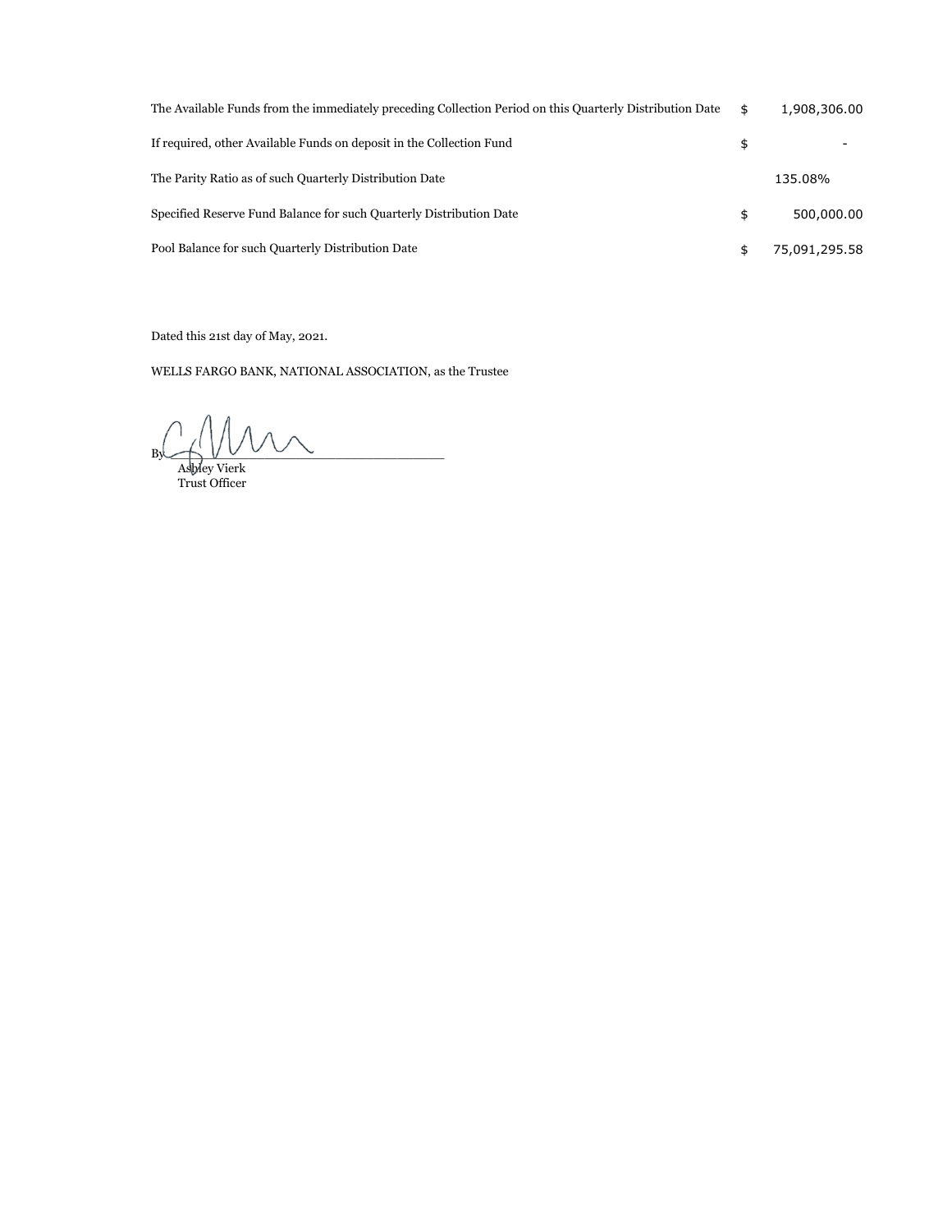| | | |
|---|---|---|
| The Available Funds from the immediately preceding Collection Period on this Quarterly Distribution Date | $ | 1,908,306.00 |
| If required, other Available Funds on deposit in the Collection Fund | $ | - |
| The Parity Ratio as of such Quarterly Distribution Date | | 135.08% |
| Specified Reserve Fund Balance for such Quarterly Distribution Date | $ | 500,000.00 |
| Pool Balance for such Quarterly Distribution Date | $ | 75,091,295.58 |

Dated this 21st day of May, 2021.

WELLS FARGO BANK, NATIONAL ASSOCIATION, as the Trustee

By \_\_\_\_\_\_\_\_\_\_\_\_\_\_\_\_\_\_\_\_\_\_\_\_\_\_\_\_\_\_\_\_

Ashley Vierk
Trust Officer